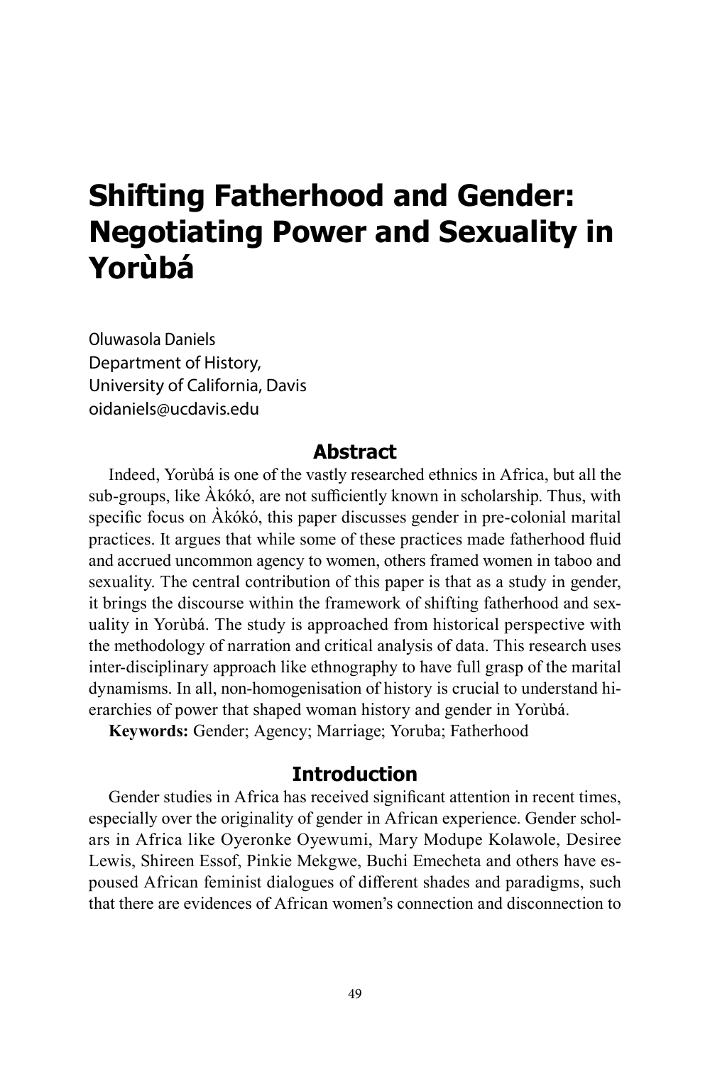# Shifting Fatherhood and Gender: Negotiating Power and Sexuality in Yorùbá

Oluwasola Daniels
Department of History,
University of California, Davis
oidaniels@ucdavis.edu

## Abstract

Indeed, Yorùbá is one of the vastly researched ethnics in Africa, but all the sub-groups, like Àkókó, are not sufficiently known in scholarship. Thus, with specific focus on Àkókó, this paper discusses gender in pre-colonial marital practices. It argues that while some of these practices made fatherhood fluid and accrued uncommon agency to women, others framed women in taboo and sexuality. The central contribution of this paper is that as a study in gender, it brings the discourse within the framework of shifting fatherhood and sexuality in Yorùbá. The study is approached from historical perspective with the methodology of narration and critical analysis of data. This research uses inter-disciplinary approach like ethnography to have full grasp of the marital dynamisms. In all, non-homogenisation of history is crucial to understand hierarchies of power that shaped woman history and gender in Yorùbá.

**Keywords:** Gender; Agency; Marriage; Yoruba; Fatherhood

## Introduction

Gender studies in Africa has received significant attention in recent times, especially over the originality of gender in African experience. Gender scholars in Africa like Oyeronke Oyewumi, Mary Modupe Kolawole, Desiree Lewis, Shireen Essof, Pinkie Mekgwe, Buchi Emecheta and others have espoused African feminist dialogues of different shades and paradigms, such that there are evidences of African women's connection and disconnection to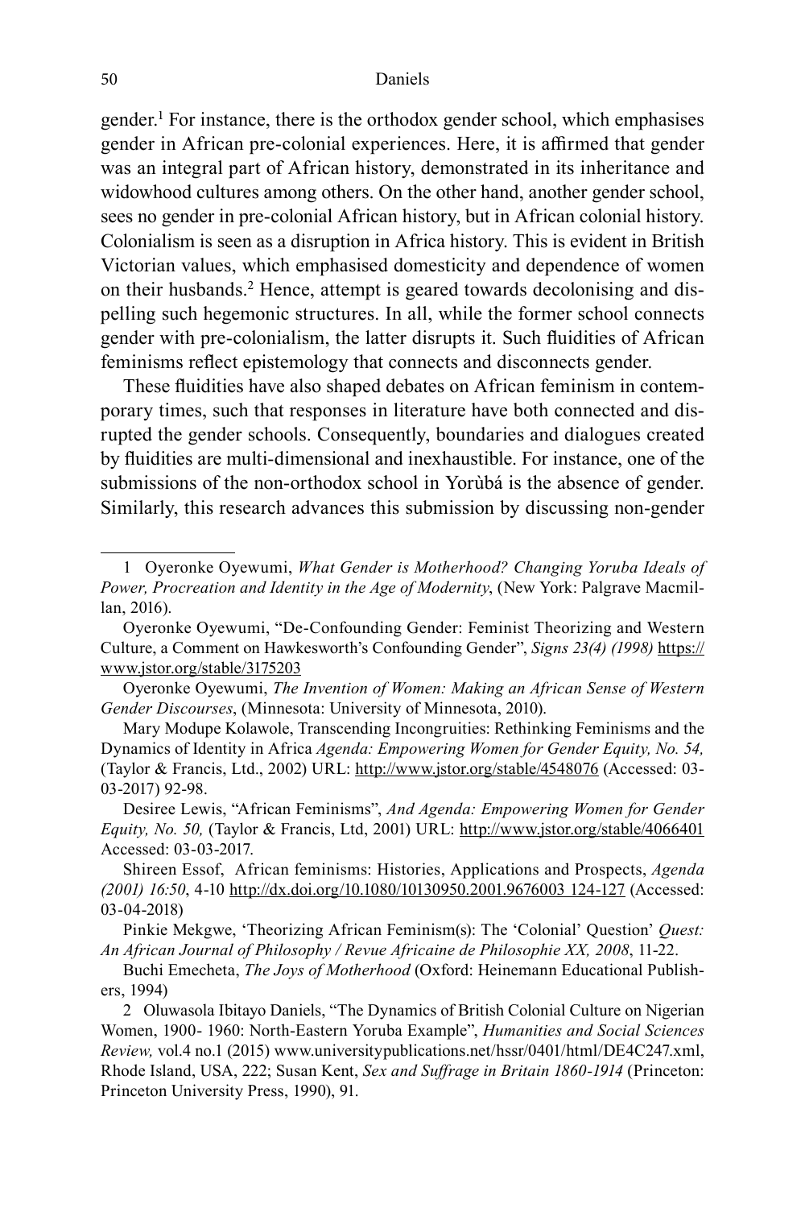gender.[1] For instance, there is the orthodox gender school, which emphasises gender in African pre-colonial experiences. Here, it is affirmed that gender was an integral part of African history, demonstrated in its inheritance and widowhood cultures among others. On the other hand, another gender school, sees no gender in pre-colonial African history, but in African colonial history. Colonialism is seen as a disruption in Africa history. This is evident in British Victorian values, which emphasised domesticity and dependence of women on their husbands.[2] Hence, attempt is geared towards decolonising and dispelling such hegemonic structures. In all, while the former school connects gender with pre-colonialism, the latter disrupts it. Such fluidities of African feminisms reflect epistemology that connects and disconnects gender.

These fluidities have also shaped debates on African feminism in contemporary times, such that responses in literature have both connected and disrupted the gender schools. Consequently, boundaries and dialogues created by fluidities are multi-dimensional and inexhaustible. For instance, one of the submissions of the non-orthodox school in Yorùbá is the absence of gender. Similarly, this research advances this submission by discussing non-gender

---

1 Oyeronke Oyewumi, *What Gender is Motherhood? Changing Yoruba Ideals of Power, Procreation and Identity in the Age of Modernity*, (New York: Palgrave Macmillan, 2016).

Oyeronke Oyewumi, "De-Confounding Gender: Feminist Theorizing and Western Culture, a Comment on Hawkesworth's Confounding Gender", *Signs 23(4) (1998)* https://www.jstor.org/stable/3175203

Oyeronke Oyewumi, *The Invention of Women: Making an African Sense of Western Gender Discourses*, (Minnesota: University of Minnesota, 2010).

Mary Modupe Kolawole, Transcending Incongruities: Rethinking Feminisms and the Dynamics of Identity in Africa *Agenda: Empowering Women for Gender Equity, No. 54,* (Taylor & Francis, Ltd., 2002) URL: http://www.jstor.org/stable/4548076 (Accessed: 03-03-2017) 92-98.

Desiree Lewis, "African Feminisms", *And Agenda: Empowering Women for Gender Equity, No. 50,* (Taylor & Francis, Ltd, 2001) URL: http://www.jstor.org/stable/4066401 Accessed: 03-03-2017.

Shireen Essof, African feminisms: Histories, Applications and Prospects, *Agenda (2001) 16:50*, 4-10 http://dx.doi.org/10.1080/10130950.2001.9676003 124-127 (Accessed: 03-04-2018)

Pinkie Mekgwe, 'Theorizing African Feminism(s): The 'Colonial' Question' *Quest: An African Journal of Philosophy / Revue Africaine de Philosophie XX, 2008*, 11-22.

Buchi Emecheta, *The Joys of Motherhood* (Oxford: Heinemann Educational Publishers, 1994)

2 Oluwasola Ibitayo Daniels, "The Dynamics of British Colonial Culture on Nigerian Women, 1900- 1960: North-Eastern Yoruba Example", *Humanities and Social Sciences Review,* vol.4 no.1 (2015) www.universitypublications.net/hssr/0401/html/DE4C247.xml, Rhode Island, USA, 222; Susan Kent, *Sex and Suffrage in Britain 1860-1914* (Princeton: Princeton University Press, 1990), 91.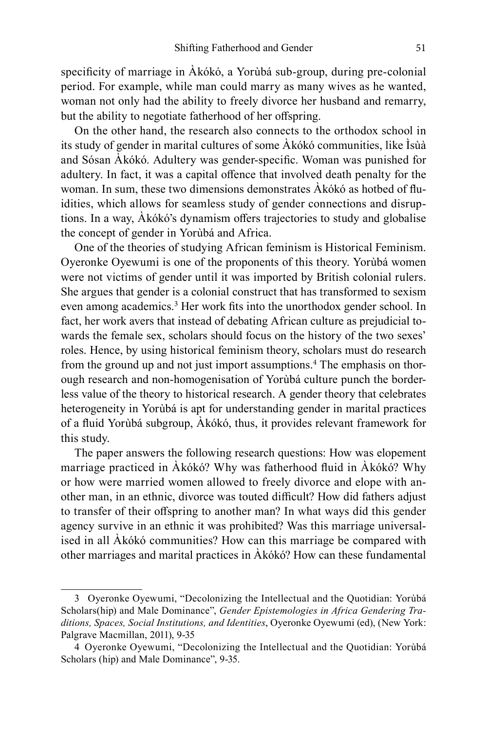specificity of marriage in Àkókó, a Yorùbá sub-group, during pre-colonial period. For example, while man could marry as many wives as he wanted, woman not only had the ability to freely divorce her husband and remarry, but the ability to negotiate fatherhood of her offspring.

On the other hand, the research also connects to the orthodox school in its study of gender in marital cultures of some Àkókó communities, like Ìsùà and Sósan Àkókó. Adultery was gender-specific. Woman was punished for adultery. In fact, it was a capital offence that involved death penalty for the woman. In sum, these two dimensions demonstrates Àkókó as hotbed of fluidities, which allows for seamless study of gender connections and disruptions. In a way, Àkókó's dynamism offers trajectories to study and globalise the concept of gender in Yorùbá and Africa.

One of the theories of studying African feminism is Historical Feminism. Oyeronke Oyewumi is one of the proponents of this theory. Yorùbá women were not victims of gender until it was imported by British colonial rulers. She argues that gender is a colonial construct that has transformed to sexism even among academics.[3] Her work fits into the unorthodox gender school. In fact, her work avers that instead of debating African culture as prejudicial towards the female sex, scholars should focus on the history of the two sexes' roles. Hence, by using historical feminism theory, scholars must do research from the ground up and not just import assumptions.[4] The emphasis on thorough research and non-homogenisation of Yorùbá culture punch the borderless value of the theory to historical research. A gender theory that celebrates heterogeneity in Yorùbá is apt for understanding gender in marital practices of a fluid Yorùbá subgroup, Àkókó, thus, it provides relevant framework for this study.

The paper answers the following research questions: How was elopement marriage practiced in Àkókó? Why was fatherhood fluid in Àkókó? Why or how were married women allowed to freely divorce and elope with another man, in an ethnic, divorce was touted difficult? How did fathers adjust to transfer of their offspring to another man? In what ways did this gender agency survive in an ethnic it was prohibited? Was this marriage universalised in all Àkókó communities? How can this marriage be compared with other marriages and marital practices in Àkókó? How can these fundamental

---

3 Oyeronke Oyewumi, "Decolonizing the Intellectual and the Quotidian: Yorùbá Scholars(hip) and Male Dominance", *Gender Epistemologies in Africa Gendering Traditions, Spaces, Social Institutions, and Identities*, Oyeronke Oyewumi (ed), (New York: Palgrave Macmillan, 2011), 9-35

4 Oyeronke Oyewumi, "Decolonizing the Intellectual and the Quotidian: Yorùbá Scholars (hip) and Male Dominance", 9-35.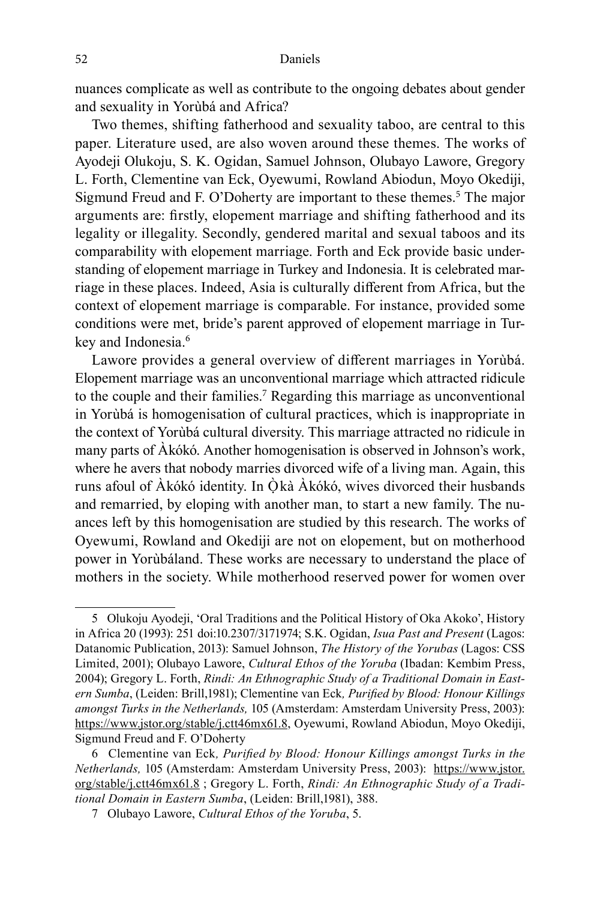nuances complicate as well as contribute to the ongoing debates about gender and sexuality in Yorùbá and Africa?

Two themes, shifting fatherhood and sexuality taboo, are central to this paper. Literature used, are also woven around these themes. The works of Ayodeji Olukoju, S. K. Ogidan, Samuel Johnson, Olubayo Lawore, Gregory L. Forth, Clementine van Eck, Oyewumi, Rowland Abiodun, Moyo Okediji, Sigmund Freud and F. O'Doherty are important to these themes.[5] The major arguments are: firstly, elopement marriage and shifting fatherhood and its legality or illegality. Secondly, gendered marital and sexual taboos and its comparability with elopement marriage. Forth and Eck provide basic understanding of elopement marriage in Turkey and Indonesia. It is celebrated marriage in these places. Indeed, Asia is culturally different from Africa, but the context of elopement marriage is comparable. For instance, provided some conditions were met, bride's parent approved of elopement marriage in Turkey and Indonesia.[6]

Lawore provides a general overview of different marriages in Yorùbá. Elopement marriage was an unconventional marriage which attracted ridicule to the couple and their families.[7] Regarding this marriage as unconventional in Yorùbá is homogenisation of cultural practices, which is inappropriate in the context of Yorùbá cultural diversity. This marriage attracted no ridicule in many parts of Àkókó. Another homogenisation is observed in Johnson's work, where he avers that nobody marries divorced wife of a living man. Again, this runs afoul of Àkókó identity. In Ọ̀kà Àkókó, wives divorced their husbands and remarried, by eloping with another man, to start a new family. The nuances left by this homogenisation are studied by this research. The works of Oyewumi, Rowland and Okediji are not on elopement, but on motherhood power in Yorùbáland. These works are necessary to understand the place of mothers in the society. While motherhood reserved power for women over

---

5 Olukoju Ayodeji, 'Oral Traditions and the Political History of Oka Akoko', History in Africa 20 (1993): 251 doi:10.2307/3171974; S.K. Ogidan, *Isua Past and Present* (Lagos: Datanomic Publication, 2013): Samuel Johnson, *The History of the Yorubas* (Lagos: CSS Limited, 2001); Olubayo Lawore, *Cultural Ethos of the Yoruba* (Ibadan: Kembim Press, 2004); Gregory L. Forth, *Rindi: An Ethnographic Study of a Traditional Domain in Eastern Sumba*, (Leiden: Brill,1981); Clementine van Eck*, Purified by Blood: Honour Killings amongst Turks in the Netherlands,* 105 (Amsterdam: Amsterdam University Press, 2003): https://www.jstor.org/stable/j.ctt46mx61.8, Oyewumi, Rowland Abiodun, Moyo Okediji, Sigmund Freud and F. O'Doherty

6 Clementine van Eck*, Purified by Blood: Honour Killings amongst Turks in the Netherlands,* 105 (Amsterdam: Amsterdam University Press, 2003): https://www.jstor.org/stable/j.ctt46mx61.8 ; Gregory L. Forth, *Rindi: An Ethnographic Study of a Traditional Domain in Eastern Sumba*, (Leiden: Brill,1981), 388.

7 Olubayo Lawore, *Cultural Ethos of the Yoruba*, 5.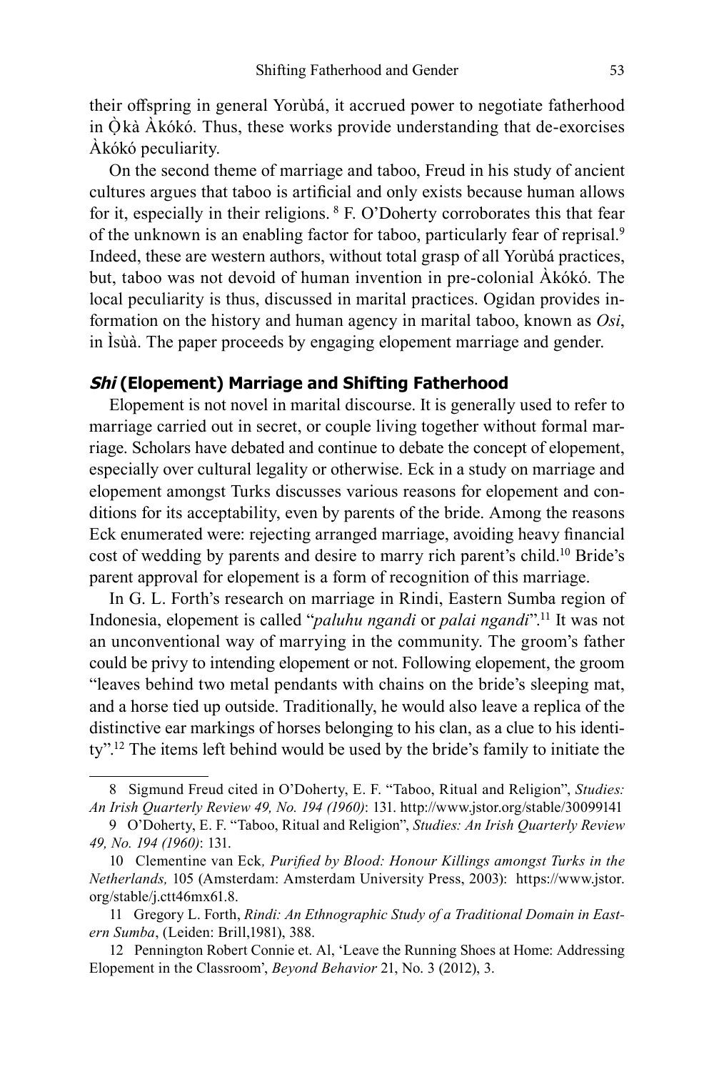their offspring in general Yorùbá, it accrued power to negotiate fatherhood in Ọ̀kà Àkókó. Thus, these works provide understanding that de-exorcises Àkókó peculiarity.

On the second theme of marriage and taboo, Freud in his study of ancient cultures argues that taboo is artificial and only exists because human allows for it, especially in their religions. [8] F. O'Doherty corroborates this that fear of the unknown is an enabling factor for taboo, particularly fear of reprisal.[9] Indeed, these are western authors, without total grasp of all Yorùbá practices, but, taboo was not devoid of human invention in pre-colonial Àkókó. The local peculiarity is thus, discussed in marital practices. Ogidan provides information on the history and human agency in marital taboo, known as *Osi*, in Ìsùà. The paper proceeds by engaging elopement marriage and gender.

## *Shi* (Elopement) Marriage and Shifting Fatherhood

Elopement is not novel in marital discourse. It is generally used to refer to marriage carried out in secret, or couple living together without formal marriage. Scholars have debated and continue to debate the concept of elopement, especially over cultural legality or otherwise. Eck in a study on marriage and elopement amongst Turks discusses various reasons for elopement and conditions for its acceptability, even by parents of the bride. Among the reasons Eck enumerated were: rejecting arranged marriage, avoiding heavy financial cost of wedding by parents and desire to marry rich parent's child.[10] Bride's parent approval for elopement is a form of recognition of this marriage.

In G. L. Forth's research on marriage in Rindi, Eastern Sumba region of Indonesia, elopement is called "*paluhu ngandi* or *palai ngandi*".[11] It was not an unconventional way of marrying in the community. The groom's father could be privy to intending elopement or not. Following elopement, the groom "leaves behind two metal pendants with chains on the bride's sleeping mat, and a horse tied up outside. Traditionally, he would also leave a replica of the distinctive ear markings of horses belonging to his clan, as a clue to his identity".[12] The items left behind would be used by the bride's family to initiate the

---

8 Sigmund Freud cited in O'Doherty, E. F. "Taboo, Ritual and Religion", *Studies: An Irish Quarterly Review 49, No. 194 (1960)*: 131. http://www.jstor.org/stable/30099141

9 O'Doherty, E. F. "Taboo, Ritual and Religion", *Studies: An Irish Quarterly Review 49, No. 194 (1960)*: 131.

10 Clementine van Eck, *Purified by Blood: Honour Killings amongst Turks in the Netherlands,* 105 (Amsterdam: Amsterdam University Press, 2003): https://www.jstor.org/stable/j.ctt46mx61.8.

11 Gregory L. Forth, *Rindi: An Ethnographic Study of a Traditional Domain in Eastern Sumba*, (Leiden: Brill,1981), 388.

12 Pennington Robert Connie et. Al, 'Leave the Running Shoes at Home: Addressing Elopement in the Classroom', *Beyond Behavior* 21, No. 3 (2012), 3.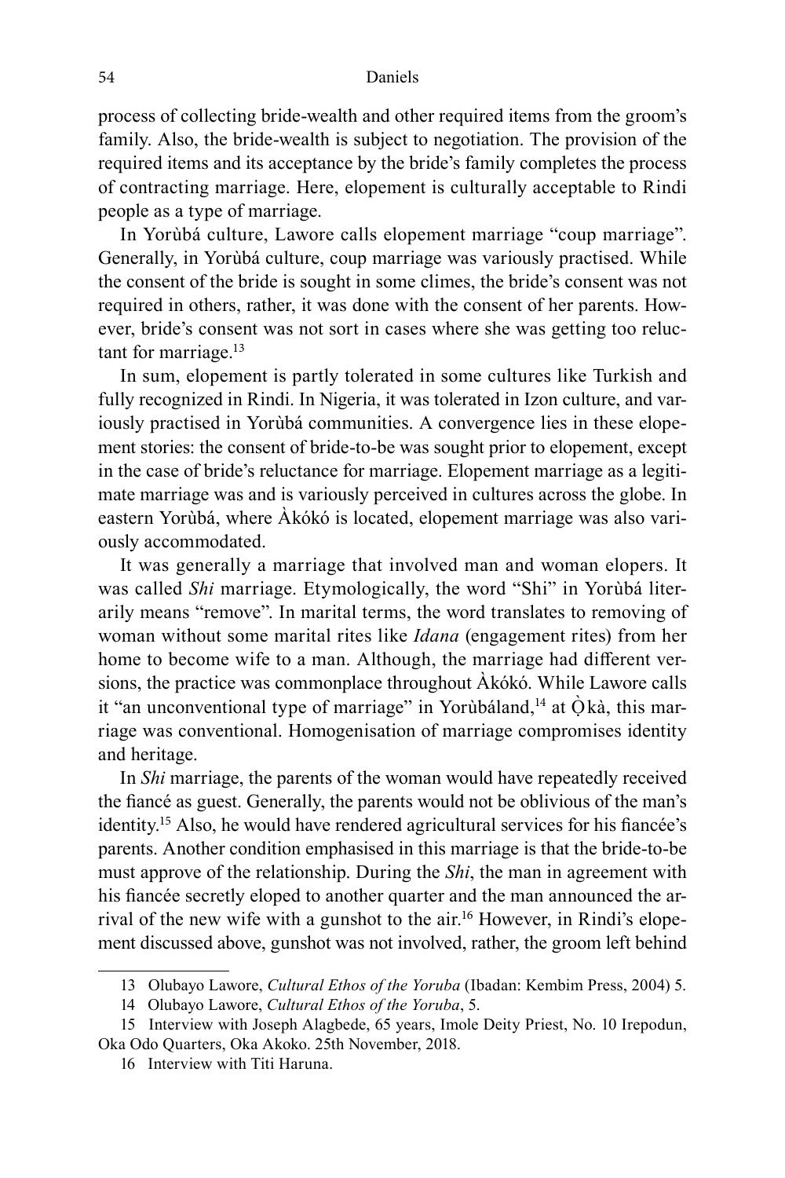process of collecting bride-wealth and other required items from the groom's family. Also, the bride-wealth is subject to negotiation. The provision of the required items and its acceptance by the bride's family completes the process of contracting marriage. Here, elopement is culturally acceptable to Rindi people as a type of marriage.

In Yorùbá culture, Lawore calls elopement marriage "coup marriage". Generally, in Yorùbá culture, coup marriage was variously practised. While the consent of the bride is sought in some climes, the bride's consent was not required in others, rather, it was done with the consent of her parents. However, bride's consent was not sort in cases where she was getting too reluctant for marriage.[13]

In sum, elopement is partly tolerated in some cultures like Turkish and fully recognized in Rindi. In Nigeria, it was tolerated in Izon culture, and variously practised in Yorùbá communities. A convergence lies in these elopement stories: the consent of bride-to-be was sought prior to elopement, except in the case of bride's reluctance for marriage. Elopement marriage as a legitimate marriage was and is variously perceived in cultures across the globe. In eastern Yorùbá, where Àkókó is located, elopement marriage was also variously accommodated.

It was generally a marriage that involved man and woman elopers. It was called *Shi* marriage. Etymologically, the word "Shi" in Yorùbá literarily means "remove". In marital terms, the word translates to removing of woman without some marital rites like *Idana* (engagement rites) from her home to become wife to a man. Although, the marriage had different versions, the practice was commonplace throughout Àkókó. While Lawore calls it "an unconventional type of marriage" in Yorùbáland,[14] at Ọ̀kà, this marriage was conventional. Homogenisation of marriage compromises identity and heritage.

In *Shi* marriage, the parents of the woman would have repeatedly received the fiancé as guest. Generally, the parents would not be oblivious of the man's identity.[15] Also, he would have rendered agricultural services for his fiancée's parents. Another condition emphasised in this marriage is that the bride-to-be must approve of the relationship. During the *Shi*, the man in agreement with his fiancée secretly eloped to another quarter and the man announced the arrival of the new wife with a gunshot to the air.[16] However, in Rindi's elopement discussed above, gunshot was not involved, rather, the groom left behind

---

13 Olubayo Lawore, *Cultural Ethos of the Yoruba* (Ibadan: Kembim Press, 2004) 5.

14 Olubayo Lawore, *Cultural Ethos of the Yoruba*, 5.

15 Interview with Joseph Alagbede, 65 years, Imole Deity Priest, No. 10 Irepodun, Oka Odo Quarters, Oka Akoko. 25th November, 2018.

16 Interview with Titi Haruna.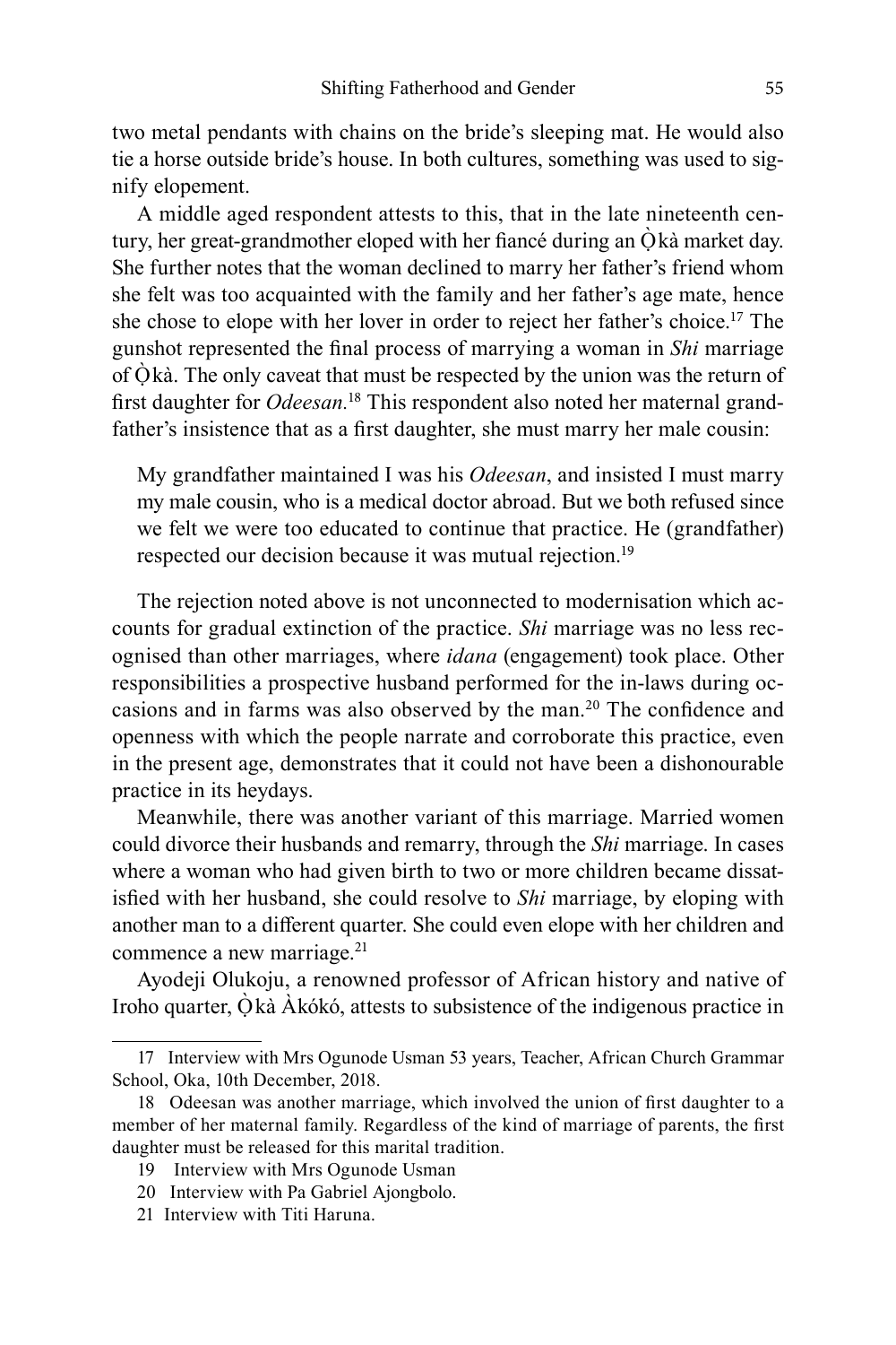two metal pendants with chains on the bride's sleeping mat. He would also tie a horse outside bride's house. In both cultures, something was used to signify elopement.

A middle aged respondent attests to this, that in the late nineteenth century, her great-grandmother eloped with her fiancé during an Ọ̀kà market day. She further notes that the woman declined to marry her father's friend whom she felt was too acquainted with the family and her father's age mate, hence she chose to elope with her lover in order to reject her father's choice.[17] The gunshot represented the final process of marrying a woman in *Shi* marriage of Ọ̀kà. The only caveat that must be respected by the union was the return of first daughter for *Odeesan*.[18] This respondent also noted her maternal grandfather's insistence that as a first daughter, she must marry her male cousin:

> My grandfather maintained I was his *Odeesan*, and insisted I must marry my male cousin, who is a medical doctor abroad. But we both refused since we felt we were too educated to continue that practice. He (grandfather) respected our decision because it was mutual rejection.[19]

The rejection noted above is not unconnected to modernisation which accounts for gradual extinction of the practice. *Shi* marriage was no less recognised than other marriages, where *idana* (engagement) took place. Other responsibilities a prospective husband performed for the in-laws during occasions and in farms was also observed by the man.[20] The confidence and openness with which the people narrate and corroborate this practice, even in the present age, demonstrates that it could not have been a dishonourable practice in its heydays.

Meanwhile, there was another variant of this marriage. Married women could divorce their husbands and remarry, through the *Shi* marriage. In cases where a woman who had given birth to two or more children became dissatisfied with her husband, she could resolve to *Shi* marriage, by eloping with another man to a different quarter. She could even elope with her children and commence a new marriage.[21]

Ayodeji Olukoju, a renowned professor of African history and native of Iroho quarter, Ọ̀kà Àkókó, attests to subsistence of the indigenous practice in

---

17 Interview with Mrs Ogunode Usman 53 years, Teacher, African Church Grammar School, Oka, 10th December, 2018.

18 Odeesan was another marriage, which involved the union of first daughter to a member of her maternal family. Regardless of the kind of marriage of parents, the first daughter must be released for this marital tradition.

19 Interview with Mrs Ogunode Usman

20 Interview with Pa Gabriel Ajongbolo.

21 Interview with Titi Haruna.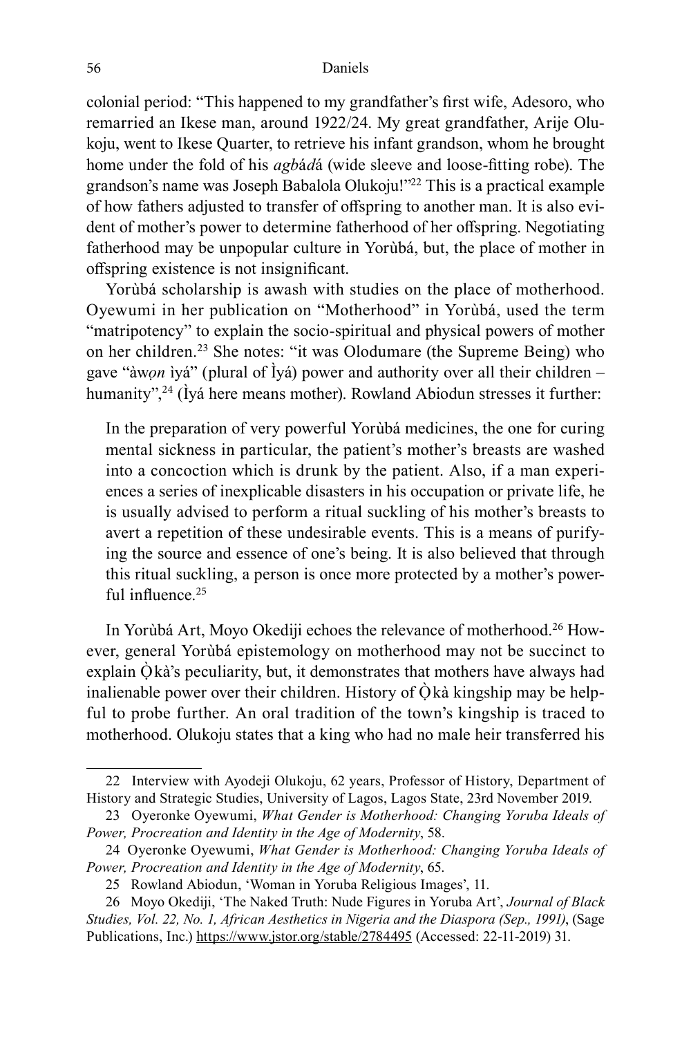colonial period: "This happened to my grandfather's first wife, Adesoro, who remarried an Ikese man, around 1922/24. My great grandfather, Arije Olukoju, went to Ikese Quarter, to retrieve his infant grandson, whom he brought home under the fold of his *agbádá* (wide sleeve and loose-fitting robe). The grandson's name was Joseph Babalola Olukoju!"[22] This is a practical example of how fathers adjusted to transfer of offspring to another man. It is also evident of mother's power to determine fatherhood of her offspring. Negotiating fatherhood may be unpopular culture in Yorùbá, but, the place of mother in offspring existence is not insignificant.

Yorùbá scholarship is awash with studies on the place of motherhood. Oyewumi in her publication on "Motherhood" in Yorùbá, used the term "matripotency" to explain the socio-spiritual and physical powers of mother on her children.[23] She notes: "it was Olodumare (the Supreme Being) who gave "àwọ*n* ìyá" (plural of Ìyá) power and authority over all their children – humanity",[24] (Ìyá here means mother). Rowland Abiodun stresses it further:

> In the preparation of very powerful Yorùbá medicines, the one for curing mental sickness in particular, the patient's mother's breasts are washed into a concoction which is drunk by the patient. Also, if a man experiences a series of inexplicable disasters in his occupation or private life, he is usually advised to perform a ritual suckling of his mother's breasts to avert a repetition of these undesirable events. This is a means of purifying the source and essence of one's being. It is also believed that through this ritual suckling, a person is once more protected by a mother's powerful influence.[25]

In Yorùbá Art, Moyo Okediji echoes the relevance of motherhood.[26] However, general Yorùbá epistemology on motherhood may not be succinct to explain Ọ̀kà's peculiarity, but, it demonstrates that mothers have always had inalienable power over their children. History of Ọ̀kà kingship may be helpful to probe further. An oral tradition of the town's kingship is traced to motherhood. Olukoju states that a king who had no male heir transferred his

---

22 Interview with Ayodeji Olukoju, 62 years, Professor of History, Department of History and Strategic Studies, University of Lagos, Lagos State, 23rd November 2019.

23 Oyeronke Oyewumi, *What Gender is Motherhood: Changing Yoruba Ideals of Power, Procreation and Identity in the Age of Modernity*, 58.

24 Oyeronke Oyewumi, *What Gender is Motherhood: Changing Yoruba Ideals of Power, Procreation and Identity in the Age of Modernity*, 65.

25 Rowland Abiodun, 'Woman in Yoruba Religious Images', 11.

26 Moyo Okediji, 'The Naked Truth: Nude Figures in Yoruba Art', *Journal of Black Studies, Vol. 22, No. 1, African Aesthetics in Nigeria and the Diaspora (Sep., 1991)*, (Sage Publications, Inc.) https://www.jstor.org/stable/2784495 (Accessed: 22-11-2019) 31.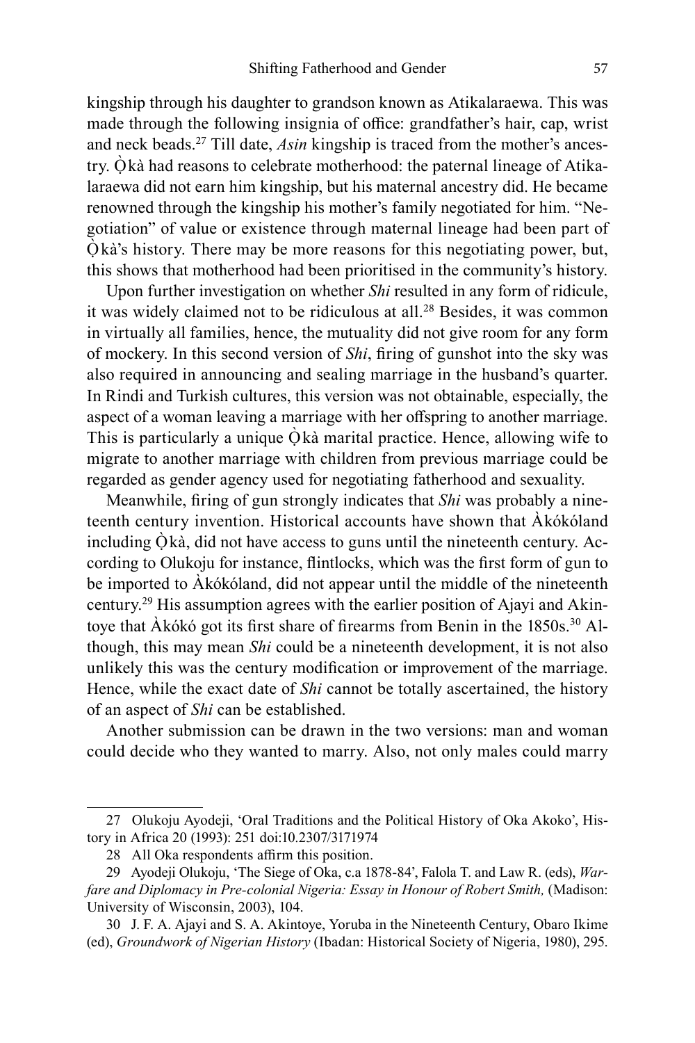kingship through his daughter to grandson known as Atikalaraewa. This was made through the following insignia of office: grandfather's hair, cap, wrist and neck beads.[27] Till date, *Asin* kingship is traced from the mother's ancestry. Ọ̀kà had reasons to celebrate motherhood: the paternal lineage of Atikalaraewa did not earn him kingship, but his maternal ancestry did. He became renowned through the kingship his mother's family negotiated for him. "Negotiation" of value or existence through maternal lineage had been part of Ọ̀kà's history. There may be more reasons for this negotiating power, but, this shows that motherhood had been prioritised in the community's history.

Upon further investigation on whether *Shi* resulted in any form of ridicule, it was widely claimed not to be ridiculous at all.[28] Besides, it was common in virtually all families, hence, the mutuality did not give room for any form of mockery. In this second version of *Shi*, firing of gunshot into the sky was also required in announcing and sealing marriage in the husband's quarter. In Rindi and Turkish cultures, this version was not obtainable, especially, the aspect of a woman leaving a marriage with her offspring to another marriage. This is particularly a unique Ọ̀kà marital practice. Hence, allowing wife to migrate to another marriage with children from previous marriage could be regarded as gender agency used for negotiating fatherhood and sexuality.

Meanwhile, firing of gun strongly indicates that *Shi* was probably a nineteenth century invention. Historical accounts have shown that Àkókóland including Ọ̀kà, did not have access to guns until the nineteenth century. According to Olukoju for instance, flintlocks, which was the first form of gun to be imported to Àkókóland, did not appear until the middle of the nineteenth century.[29] His assumption agrees with the earlier position of Ajayi and Akintoye that Àkókó got its first share of firearms from Benin in the 1850s.[30] Although, this may mean *Shi* could be a nineteenth development, it is not also unlikely this was the century modification or improvement of the marriage. Hence, while the exact date of *Shi* cannot be totally ascertained, the history of an aspect of *Shi* can be established.

Another submission can be drawn in the two versions: man and woman could decide who they wanted to marry. Also, not only males could marry

---

27 Olukoju Ayodeji, 'Oral Traditions and the Political History of Oka Akoko', History in Africa 20 (1993): 251 doi:10.2307/3171974

28 All Oka respondents affirm this position.

29 Ayodeji Olukoju, 'The Siege of Oka, c.a 1878-84', Falola T. and Law R. (eds), *Warfare and Diplomacy in Pre-colonial Nigeria: Essay in Honour of Robert Smith,* (Madison: University of Wisconsin, 2003), 104.

30 J. F. A. Ajayi and S. A. Akintoye, Yoruba in the Nineteenth Century, Obaro Ikime (ed), *Groundwork of Nigerian History* (Ibadan: Historical Society of Nigeria, 1980), 295.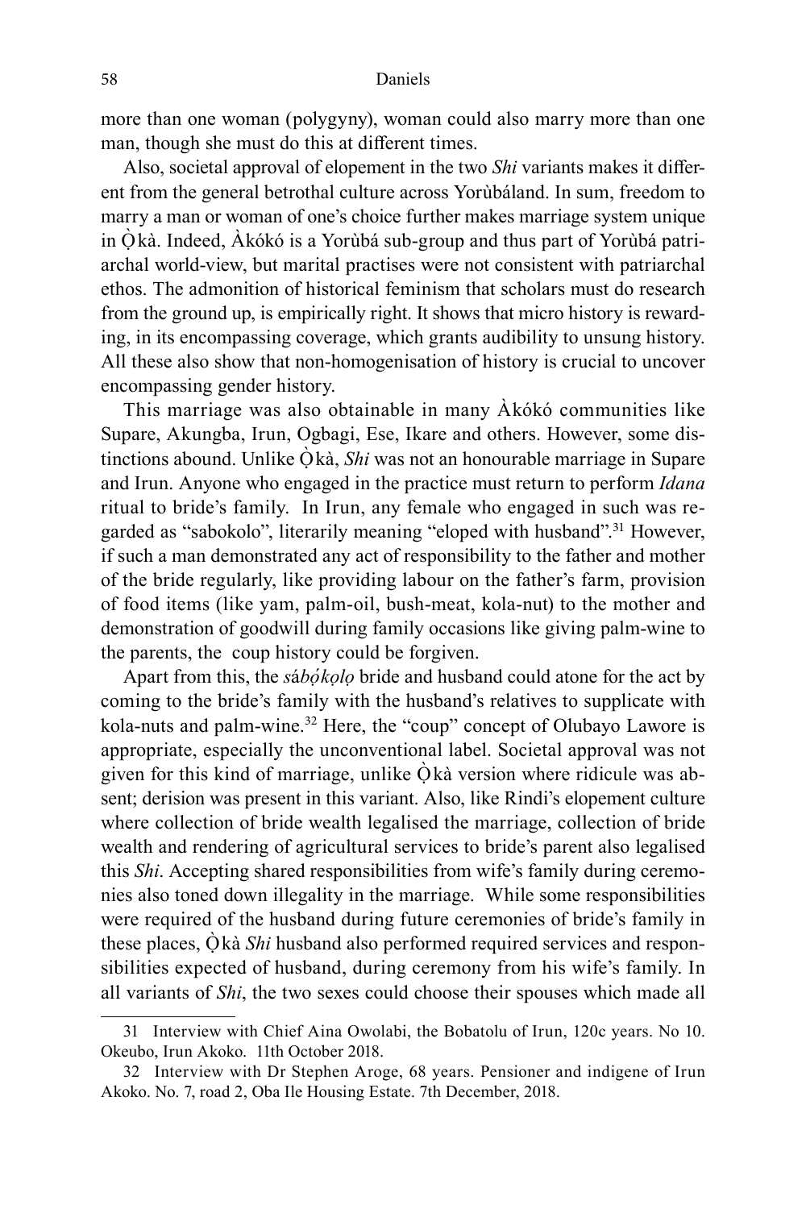more than one woman (polygyny), woman could also marry more than one man, though she must do this at different times.

Also, societal approval of elopement in the two *Shi* variants makes it different from the general betrothal culture across Yorùbáland. In sum, freedom to marry a man or woman of one's choice further makes marriage system unique in Ọ̀kà. Indeed, Àkókó is a Yorùbá sub-group and thus part of Yorùbá patriarchal world-view, but marital practises were not consistent with patriarchal ethos. The admonition of historical feminism that scholars must do research from the ground up, is empirically right. It shows that micro history is rewarding, in its encompassing coverage, which grants audibility to unsung history. All these also show that non-homogenisation of history is crucial to uncover encompassing gender history.

This marriage was also obtainable in many Àkókó communities like Supare, Akungba, Irun, Ogbagi, Ese, Ikare and others. However, some distinctions abound. Unlike Ọ̀kà, *Shi* was not an honourable marriage in Supare and Irun. Anyone who engaged in the practice must return to perform *Idana* ritual to bride's family. In Irun, any female who engaged in such was regarded as "sabokolo", literarily meaning "eloped with husband".[31] However, if such a man demonstrated any act of responsibility to the father and mother of the bride regularly, like providing labour on the father's farm, provision of food items (like yam, palm-oil, bush-meat, kola-nut) to the mother and demonstration of goodwill during family occasions like giving palm-wine to the parents, the coup history could be forgiven.

Apart from this, the *sábọ́kọlọ* bride and husband could atone for the act by coming to the bride's family with the husband's relatives to supplicate with kola-nuts and palm-wine.[32] Here, the "coup" concept of Olubayo Lawore is appropriate, especially the unconventional label. Societal approval was not given for this kind of marriage, unlike Ọ̀kà version where ridicule was absent; derision was present in this variant. Also, like Rindi's elopement culture where collection of bride wealth legalised the marriage, collection of bride wealth and rendering of agricultural services to bride's parent also legalised this *Shi*. Accepting shared responsibilities from wife's family during ceremonies also toned down illegality in the marriage. While some responsibilities were required of the husband during future ceremonies of bride's family in these places, Ọ̀kà *Shi* husband also performed required services and responsibilities expected of husband, during ceremony from his wife's family. In all variants of *Shi*, the two sexes could choose their spouses which made all

---

31 Interview with Chief Aina Owolabi, the Bobatolu of Irun, 120c years. No 10. Okeubo, Irun Akoko. 11th October 2018.

32 Interview with Dr Stephen Aroge, 68 years. Pensioner and indigene of Irun Akoko. No. 7, road 2, Oba Ile Housing Estate. 7th December, 2018.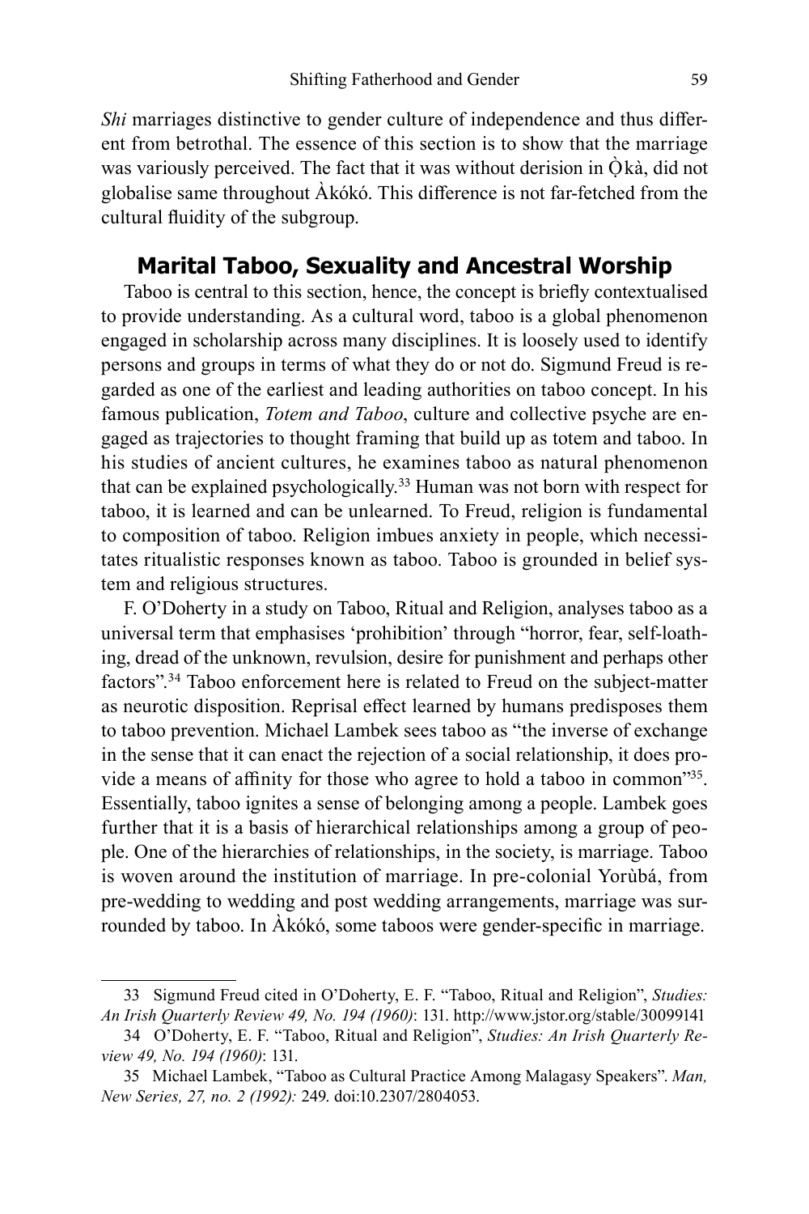*Shi* marriages distinctive to gender culture of independence and thus different from betrothal. The essence of this section is to show that the marriage was variously perceived. The fact that it was without derision in Ọ̀kà, did not globalise same throughout Àkókó. This difference is not far-fetched from the cultural fluidity of the subgroup.

## Marital Taboo, Sexuality and Ancestral Worship

Taboo is central to this section, hence, the concept is briefly contextualised to provide understanding. As a cultural word, taboo is a global phenomenon engaged in scholarship across many disciplines. It is loosely used to identify persons and groups in terms of what they do or not do. Sigmund Freud is regarded as one of the earliest and leading authorities on taboo concept. In his famous publication, *Totem and Taboo*, culture and collective psyche are engaged as trajectories to thought framing that build up as totem and taboo. In his studies of ancient cultures, he examines taboo as natural phenomenon that can be explained psychologically.[33] Human was not born with respect for taboo, it is learned and can be unlearned. To Freud, religion is fundamental to composition of taboo. Religion imbues anxiety in people, which necessitates ritualistic responses known as taboo. Taboo is grounded in belief system and religious structures.

F. O'Doherty in a study on Taboo, Ritual and Religion, analyses taboo as a universal term that emphasises 'prohibition' through "horror, fear, self-loathing, dread of the unknown, revulsion, desire for punishment and perhaps other factors".[34] Taboo enforcement here is related to Freud on the subject-matter as neurotic disposition. Reprisal effect learned by humans predisposes them to taboo prevention. Michael Lambek sees taboo as "the inverse of exchange in the sense that it can enact the rejection of a social relationship, it does provide a means of affinity for those who agree to hold a taboo in common"[35]. Essentially, taboo ignites a sense of belonging among a people. Lambek goes further that it is a basis of hierarchical relationships among a group of people. One of the hierarchies of relationships, in the society, is marriage. Taboo is woven around the institution of marriage. In pre-colonial Yorùbá, from pre-wedding to wedding and post wedding arrangements, marriage was surrounded by taboo. In Àkókó, some taboos were gender-specific in marriage.

---

33 Sigmund Freud cited in O'Doherty, E. F. "Taboo, Ritual and Religion", *Studies: An Irish Quarterly Review 49, No. 194 (1960)*: 131. http://www.jstor.org/stable/30099141

34 O'Doherty, E. F. "Taboo, Ritual and Religion", *Studies: An Irish Quarterly Review 49, No. 194 (1960)*: 131.

35 Michael Lambek, "Taboo as Cultural Practice Among Malagasy Speakers". *Man, New Series, 27, no. 2 (1992):* 249. doi:10.2307/2804053.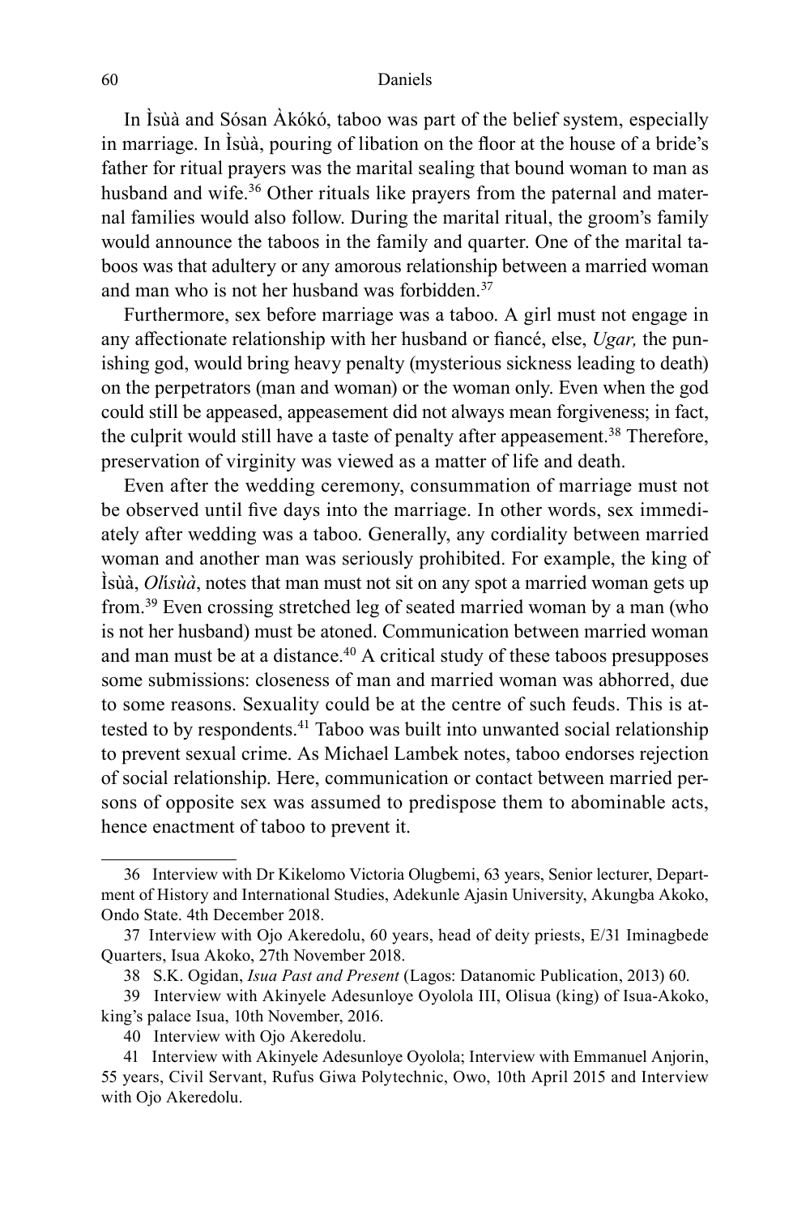In Ìsùà and Sósan Àkókó, taboo was part of the belief system, especially in marriage. In Ìsùà, pouring of libation on the floor at the house of a bride's father for ritual prayers was the marital sealing that bound woman to man as husband and wife.[36] Other rituals like prayers from the paternal and maternal families would also follow. During the marital ritual, the groom's family would announce the taboos in the family and quarter. One of the marital taboos was that adultery or any amorous relationship between a married woman and man who is not her husband was forbidden.[37]

Furthermore, sex before marriage was a taboo. A girl must not engage in any affectionate relationship with her husband or fiancé, else, *Ugar,* the punishing god, would bring heavy penalty (mysterious sickness leading to death) on the perpetrators (man and woman) or the woman only. Even when the god could still be appeased, appeasement did not always mean forgiveness; in fact, the culprit would still have a taste of penalty after appeasement.[38] Therefore, preservation of virginity was viewed as a matter of life and death.

Even after the wedding ceremony, consummation of marriage must not be observed until five days into the marriage. In other words, sex immediately after wedding was a taboo. Generally, any cordiality between married woman and another man was seriously prohibited. For example, the king of Ìsùà, *Olísùà*, notes that man must not sit on any spot a married woman gets up from.[39] Even crossing stretched leg of seated married woman by a man (who is not her husband) must be atoned. Communication between married woman and man must be at a distance.[40] A critical study of these taboos presupposes some submissions: closeness of man and married woman was abhorred, due to some reasons. Sexuality could be at the centre of such feuds. This is attested to by respondents.[41] Taboo was built into unwanted social relationship to prevent sexual crime. As Michael Lambek notes, taboo endorses rejection of social relationship. Here, communication or contact between married persons of opposite sex was assumed to predispose them to abominable acts, hence enactment of taboo to prevent it.

---

36 Interview with Dr Kikelomo Victoria Olugbemi, 63 years, Senior lecturer, Department of History and International Studies, Adekunle Ajasin University, Akungba Akoko, Ondo State. 4th December 2018.

37 Interview with Ojo Akeredolu, 60 years, head of deity priests, E/31 Iminagbede Quarters, Isua Akoko, 27th November 2018.

38 S.K. Ogidan, *Isua Past and Present* (Lagos: Datanomic Publication, 2013) 60.

39 Interview with Akinyele Adesunloye Oyolola III, Olisua (king) of Isua-Akoko, king's palace Isua, 10th November, 2016.

40 Interview with Ojo Akeredolu.

41 Interview with Akinyele Adesunloye Oyolola; Interview with Emmanuel Anjorin, 55 years, Civil Servant, Rufus Giwa Polytechnic, Owo, 10th April 2015 and Interview with Ojo Akeredolu.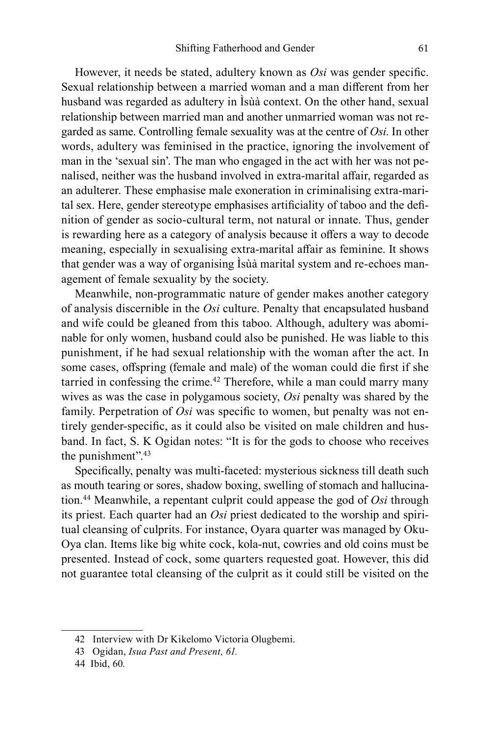However, it needs be stated, adultery known as *Osi* was gender specific. Sexual relationship between a married woman and a man different from her husband was regarded as adultery in Ìsùà context. On the other hand, sexual relationship between married man and another unmarried woman was not regarded as same. Controlling female sexuality was at the centre of *Osi*. In other words, adultery was feminised in the practice, ignoring the involvement of man in the 'sexual sin'. The man who engaged in the act with her was not penalised, neither was the husband involved in extra-marital affair, regarded as an adulterer. These emphasise male exoneration in criminalising extra-marital sex. Here, gender stereotype emphasises artificiality of taboo and the definition of gender as socio-cultural term, not natural or innate. Thus, gender is rewarding here as a category of analysis because it offers a way to decode meaning, especially in sexualising extra-marital affair as feminine. It shows that gender was a way of organising Ìsùà marital system and re-echoes management of female sexuality by the society.

Meanwhile, non-programmatic nature of gender makes another category of analysis discernible in the *Osi* culture. Penalty that encapsulated husband and wife could be gleaned from this taboo. Although, adultery was abominable for only women, husband could also be punished. He was liable to this punishment, if he had sexual relationship with the woman after the act. In some cases, offspring (female and male) of the woman could die first if she tarried in confessing the crime.[42] Therefore, while a man could marry many wives as was the case in polygamous society, *Osi* penalty was shared by the family. Perpetration of *Osi* was specific to women, but penalty was not entirely gender-specific, as it could also be visited on male children and husband. In fact, S. K Ogidan notes: "It is for the gods to choose who receives the punishment".[43]

Specifically, penalty was multi-faceted: mysterious sickness till death such as mouth tearing or sores, shadow boxing, swelling of stomach and hallucination.[44] Meanwhile, a repentant culprit could appease the god of *Osi* through its priest. Each quarter had an *Osi* priest dedicated to the worship and spiritual cleansing of culprits. For instance, Oyara quarter was managed by Oku-Oya clan. Items like big white cock, kola-nut, cowries and old coins must be presented. Instead of cock, some quarters requested goat. However, this did not guarantee total cleansing of the culprit as it could still be visited on the

---

42 Interview with Dr Kikelomo Victoria Olugbemi.

43 Ogidan, *Isua Past and Present, 61.*

44 Ibid, 60.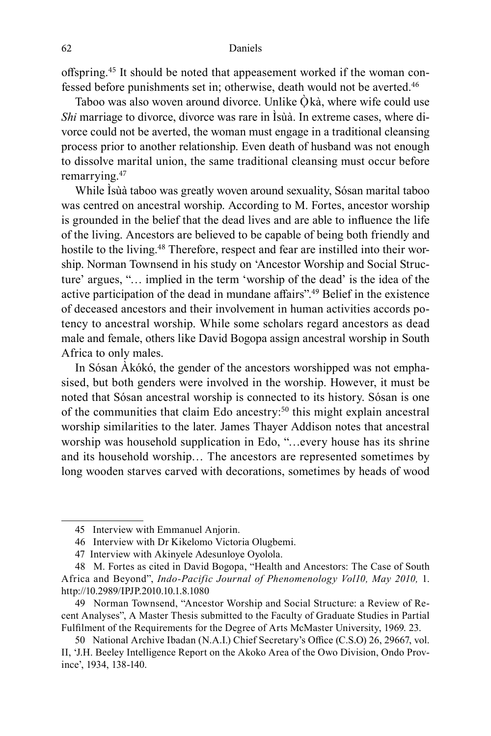offspring.[45] It should be noted that appeasement worked if the woman confessed before punishments set in; otherwise, death would not be averted.[46]

Taboo was also woven around divorce. Unlike Ọ̀kà, where wife could use *Shi* marriage to divorce, divorce was rare in Ìsùà. In extreme cases, where divorce could not be averted, the woman must engage in a traditional cleansing process prior to another relationship. Even death of husband was not enough to dissolve marital union, the same traditional cleansing must occur before remarrying.[47]

While Ìsùà taboo was greatly woven around sexuality, Sósan marital taboo was centred on ancestral worship. According to M. Fortes, ancestor worship is grounded in the belief that the dead lives and are able to influence the life of the living. Ancestors are believed to be capable of being both friendly and hostile to the living.[48] Therefore, respect and fear are instilled into their worship. Norman Townsend in his study on 'Ancestor Worship and Social Structure' argues, "… implied in the term 'worship of the dead' is the idea of the active participation of the dead in mundane affairs".[49] Belief in the existence of deceased ancestors and their involvement in human activities accords potency to ancestral worship. While some scholars regard ancestors as dead male and female, others like David Bogopa assign ancestral worship in South Africa to only males.

In Sósan Àkókó, the gender of the ancestors worshipped was not emphasised, but both genders were involved in the worship. However, it must be noted that Sósan ancestral worship is connected to its history. Sósan is one of the communities that claim Edo ancestry:[50] this might explain ancestral worship similarities to the later. James Thayer Addison notes that ancestral worship was household supplication in Edo, "…every house has its shrine and its household worship… The ancestors are represented sometimes by long wooden starves carved with decorations, sometimes by heads of wood

---

45 Interview with Emmanuel Anjorin.

46 Interview with Dr Kikelomo Victoria Olugbemi.

47 Interview with Akinyele Adesunloye Oyolola.

48 M. Fortes as cited in David Bogopa, "Health and Ancestors: The Case of South Africa and Beyond", *Indo-Pacific Journal of Phenomenology Vol10, May 2010,* 1. http://10.2989/IPJP.2010.10.1.8.1080

49 Norman Townsend, "Ancestor Worship and Social Structure: a Review of Recent Analyses", A Master Thesis submitted to the Faculty of Graduate Studies in Partial Fulfilment of the Requirements for the Degree of Arts McMaster University, 1969. 23.

50 National Archive Ibadan (N.A.I.) Chief Secretary's Office (C.S.O) 26, 29667, vol. II, 'J.H. Beeley Intelligence Report on the Akoko Area of the Owo Division, Ondo Province', 1934, 138-140.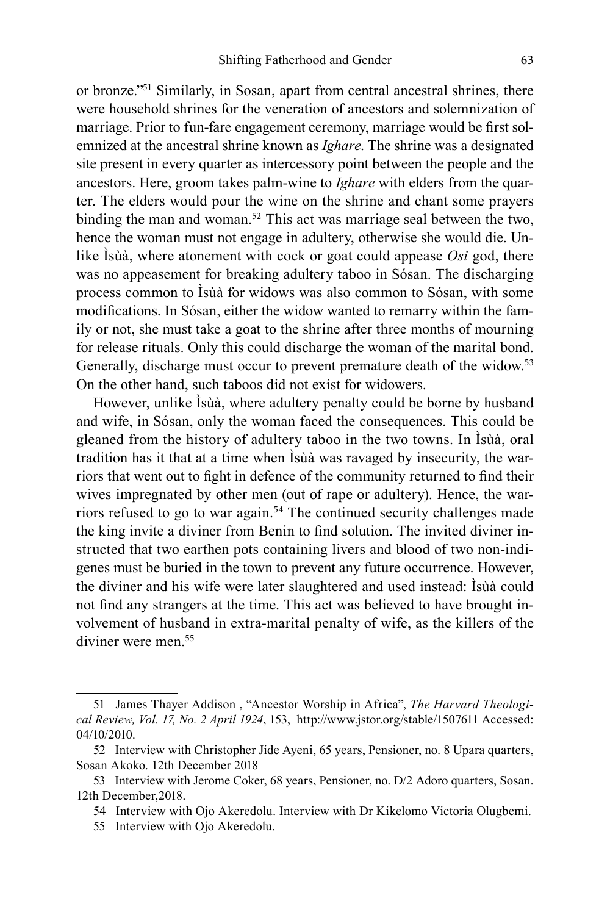or bronze."[51] Similarly, in Sosan, apart from central ancestral shrines, there were household shrines for the veneration of ancestors and solemnization of marriage. Prior to fun-fare engagement ceremony, marriage would be first solemnized at the ancestral shrine known as *Ighare*. The shrine was a designated site present in every quarter as intercessory point between the people and the ancestors. Here, groom takes palm-wine to *Ighare* with elders from the quarter. The elders would pour the wine on the shrine and chant some prayers binding the man and woman.[52] This act was marriage seal between the two, hence the woman must not engage in adultery, otherwise she would die. Unlike Ìsùà, where atonement with cock or goat could appease *Osi* god, there was no appeasement for breaking adultery taboo in Sósan. The discharging process common to Ìsùà for widows was also common to Sósan, with some modifications. In Sósan, either the widow wanted to remarry within the family or not, she must take a goat to the shrine after three months of mourning for release rituals. Only this could discharge the woman of the marital bond. Generally, discharge must occur to prevent premature death of the widow.[53] On the other hand, such taboos did not exist for widowers.

However, unlike Ìsùà, where adultery penalty could be borne by husband and wife, in Sósan, only the woman faced the consequences. This could be gleaned from the history of adultery taboo in the two towns. In Ìsùà, oral tradition has it that at a time when Ìsùà was ravaged by insecurity, the warriors that went out to fight in defence of the community returned to find their wives impregnated by other men (out of rape or adultery). Hence, the warriors refused to go to war again.[54] The continued security challenges made the king invite a diviner from Benin to find solution. The invited diviner instructed that two earthen pots containing livers and blood of two non-indigenes must be buried in the town to prevent any future occurrence. However, the diviner and his wife were later slaughtered and used instead: Ìsùà could not find any strangers at the time. This act was believed to have brought involvement of husband in extra-marital penalty of wife, as the killers of the diviner were men.[55]

---

51 James Thayer Addison , "Ancestor Worship in Africa", *The Harvard Theological Review, Vol. 17, No. 2 April 1924*, 153, http://www.jstor.org/stable/1507611 Accessed: 04/10/2010.

52 Interview with Christopher Jide Ayeni, 65 years, Pensioner, no. 8 Upara quarters, Sosan Akoko. 12th December 2018

53 Interview with Jerome Coker, 68 years, Pensioner, no. D/2 Adoro quarters, Sosan. 12th December,2018.

54 Interview with Ojo Akeredolu. Interview with Dr Kikelomo Victoria Olugbemi.

55 Interview with Ojo Akeredolu.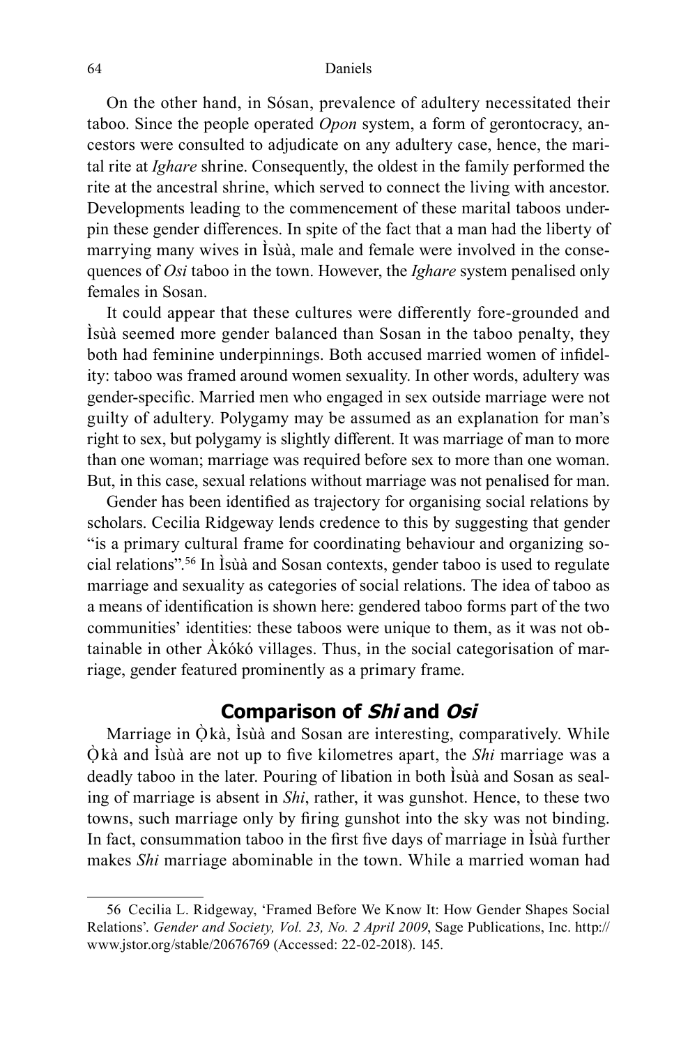On the other hand, in Sósan, prevalence of adultery necessitated their taboo. Since the people operated *Opon* system, a form of gerontocracy, ancestors were consulted to adjudicate on any adultery case, hence, the marital rite at *Ighare* shrine. Consequently, the oldest in the family performed the rite at the ancestral shrine, which served to connect the living with ancestor. Developments leading to the commencement of these marital taboos underpin these gender differences. In spite of the fact that a man had the liberty of marrying many wives in Ìsùà, male and female were involved in the consequences of *Osi* taboo in the town. However, the *Ighare* system penalised only females in Sosan.

It could appear that these cultures were differently fore-grounded and Ìsùà seemed more gender balanced than Sosan in the taboo penalty, they both had feminine underpinnings. Both accused married women of infidelity: taboo was framed around women sexuality. In other words, adultery was gender-specific. Married men who engaged in sex outside marriage were not guilty of adultery. Polygamy may be assumed as an explanation for man's right to sex, but polygamy is slightly different. It was marriage of man to more than one woman; marriage was required before sex to more than one woman. But, in this case, sexual relations without marriage was not penalised for man.

Gender has been identified as trajectory for organising social relations by scholars. Cecilia Ridgeway lends credence to this by suggesting that gender "is a primary cultural frame for coordinating behaviour and organizing social relations".[56] In Ìsùà and Sosan contexts, gender taboo is used to regulate marriage and sexuality as categories of social relations. The idea of taboo as a means of identification is shown here: gendered taboo forms part of the two communities' identities: these taboos were unique to them, as it was not obtainable in other Àkókó villages. Thus, in the social categorisation of marriage, gender featured prominently as a primary frame.

## Comparison of *Shi* and *Osi*

Marriage in Ọ̀kà, Ìsùà and Sosan are interesting, comparatively. While Ọ̀kà and Ìsùà are not up to five kilometres apart, the *Shi* marriage was a deadly taboo in the later. Pouring of libation in both Ìsùà and Sosan as sealing of marriage is absent in *Shi*, rather, it was gunshot. Hence, to these two towns, such marriage only by firing gunshot into the sky was not binding. In fact, consummation taboo in the first five days of marriage in Ìsùà further makes *Shi* marriage abominable in the town. While a married woman had

---

56 Cecilia L. Ridgeway, 'Framed Before We Know It: How Gender Shapes Social Relations'. *Gender and Society, Vol. 23, No. 2 April 2009*, Sage Publications, Inc. http://www.jstor.org/stable/20676769 (Accessed: 22-02-2018). 145.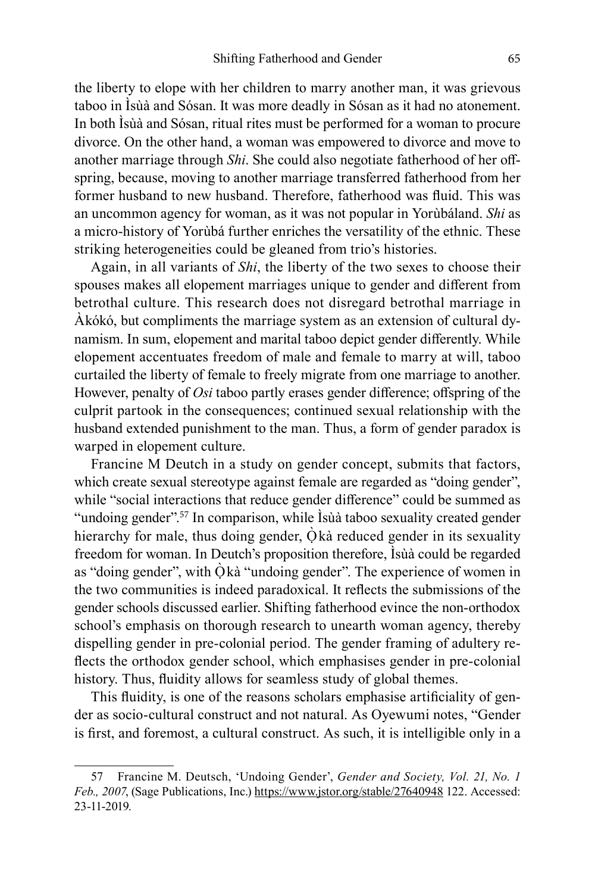the liberty to elope with her children to marry another man, it was grievous taboo in Ìsùà and Sósan. It was more deadly in Sósan as it had no atonement. In both Ìsùà and Sósan, ritual rites must be performed for a woman to procure divorce. On the other hand, a woman was empowered to divorce and move to another marriage through *Shi*. She could also negotiate fatherhood of her offspring, because, moving to another marriage transferred fatherhood from her former husband to new husband. Therefore, fatherhood was fluid. This was an uncommon agency for woman, as it was not popular in Yorùbáland. *Shi* as a micro-history of Yorùbá further enriches the versatility of the ethnic. These striking heterogeneities could be gleaned from trio's histories.

Again, in all variants of *Shi*, the liberty of the two sexes to choose their spouses makes all elopement marriages unique to gender and different from betrothal culture. This research does not disregard betrothal marriage in Àkókó, but compliments the marriage system as an extension of cultural dynamism. In sum, elopement and marital taboo depict gender differently. While elopement accentuates freedom of male and female to marry at will, taboo curtailed the liberty of female to freely migrate from one marriage to another. However, penalty of *Osi* taboo partly erases gender difference; offspring of the culprit partook in the consequences; continued sexual relationship with the husband extended punishment to the man. Thus, a form of gender paradox is warped in elopement culture.

Francine M Deutch in a study on gender concept, submits that factors, which create sexual stereotype against female are regarded as "doing gender", while "social interactions that reduce gender difference" could be summed as "undoing gender".[57] In comparison, while Ìsùà taboo sexuality created gender hierarchy for male, thus doing gender, Ọ̀kà reduced gender in its sexuality freedom for woman. In Deutch's proposition therefore, Ìsùà could be regarded as "doing gender", with Ọ̀kà "undoing gender". The experience of women in the two communities is indeed paradoxical. It reflects the submissions of the gender schools discussed earlier. Shifting fatherhood evince the non-orthodox school's emphasis on thorough research to unearth woman agency, thereby dispelling gender in pre-colonial period. The gender framing of adultery reflects the orthodox gender school, which emphasises gender in pre-colonial history. Thus, fluidity allows for seamless study of global themes.

This fluidity, is one of the reasons scholars emphasise artificiality of gender as socio-cultural construct and not natural. As Oyewumi notes, "Gender is first, and foremost, a cultural construct. As such, it is intelligible only in a

57 Francine M. Deutsch, 'Undoing Gender', *Gender and Society, Vol. 21, No. 1 Feb., 2007*, (Sage Publications, Inc.) https://www.jstor.org/stable/27640948 122. Accessed: 23-11-2019.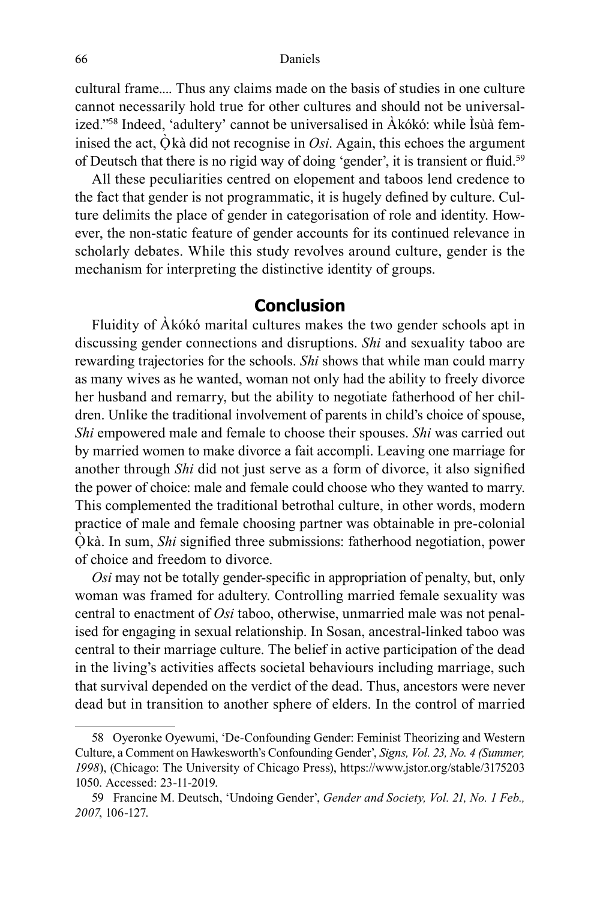cultural frame.... Thus any claims made on the basis of studies in one culture cannot necessarily hold true for other cultures and should not be universalized."[58] Indeed, 'adultery' cannot be universalised in Àkókó: while Ìsùà feminised the act, Ọ̀kà did not recognise in *Osi*. Again, this echoes the argument of Deutsch that there is no rigid way of doing 'gender', it is transient or fluid.[59]

All these peculiarities centred on elopement and taboos lend credence to the fact that gender is not programmatic, it is hugely defined by culture. Culture delimits the place of gender in categorisation of role and identity. However, the non-static feature of gender accounts for its continued relevance in scholarly debates. While this study revolves around culture, gender is the mechanism for interpreting the distinctive identity of groups.

## Conclusion

Fluidity of Àkókó marital cultures makes the two gender schools apt in discussing gender connections and disruptions. *Shi* and sexuality taboo are rewarding trajectories for the schools. *Shi* shows that while man could marry as many wives as he wanted, woman not only had the ability to freely divorce her husband and remarry, but the ability to negotiate fatherhood of her children. Unlike the traditional involvement of parents in child's choice of spouse, *Shi* empowered male and female to choose their spouses. *Shi* was carried out by married women to make divorce a fait accompli. Leaving one marriage for another through *Shi* did not just serve as a form of divorce, it also signified the power of choice: male and female could choose who they wanted to marry. This complemented the traditional betrothal culture, in other words, modern practice of male and female choosing partner was obtainable in pre-colonial Ọ̀kà. In sum, *Shi* signified three submissions: fatherhood negotiation, power of choice and freedom to divorce.

*Osi* may not be totally gender-specific in appropriation of penalty, but, only woman was framed for adultery. Controlling married female sexuality was central to enactment of *Osi* taboo, otherwise, unmarried male was not penalised for engaging in sexual relationship. In Sosan, ancestral-linked taboo was central to their marriage culture. The belief in active participation of the dead in the living's activities affects societal behaviours including marriage, such that survival depended on the verdict of the dead. Thus, ancestors were never dead but in transition to another sphere of elders. In the control of married

---

58 Oyeronke Oyewumi, 'De-Confounding Gender: Feminist Theorizing and Western Culture, a Comment on Hawkesworth's Confounding Gender', *Signs, Vol. 23, No. 4 (Summer, 1998*), (Chicago: The University of Chicago Press), https://www.jstor.org/stable/3175203 1050. Accessed: 23-11-2019.

59 Francine M. Deutsch, 'Undoing Gender', *Gender and Society, Vol. 21, No. 1 Feb., 2007*, 106-127.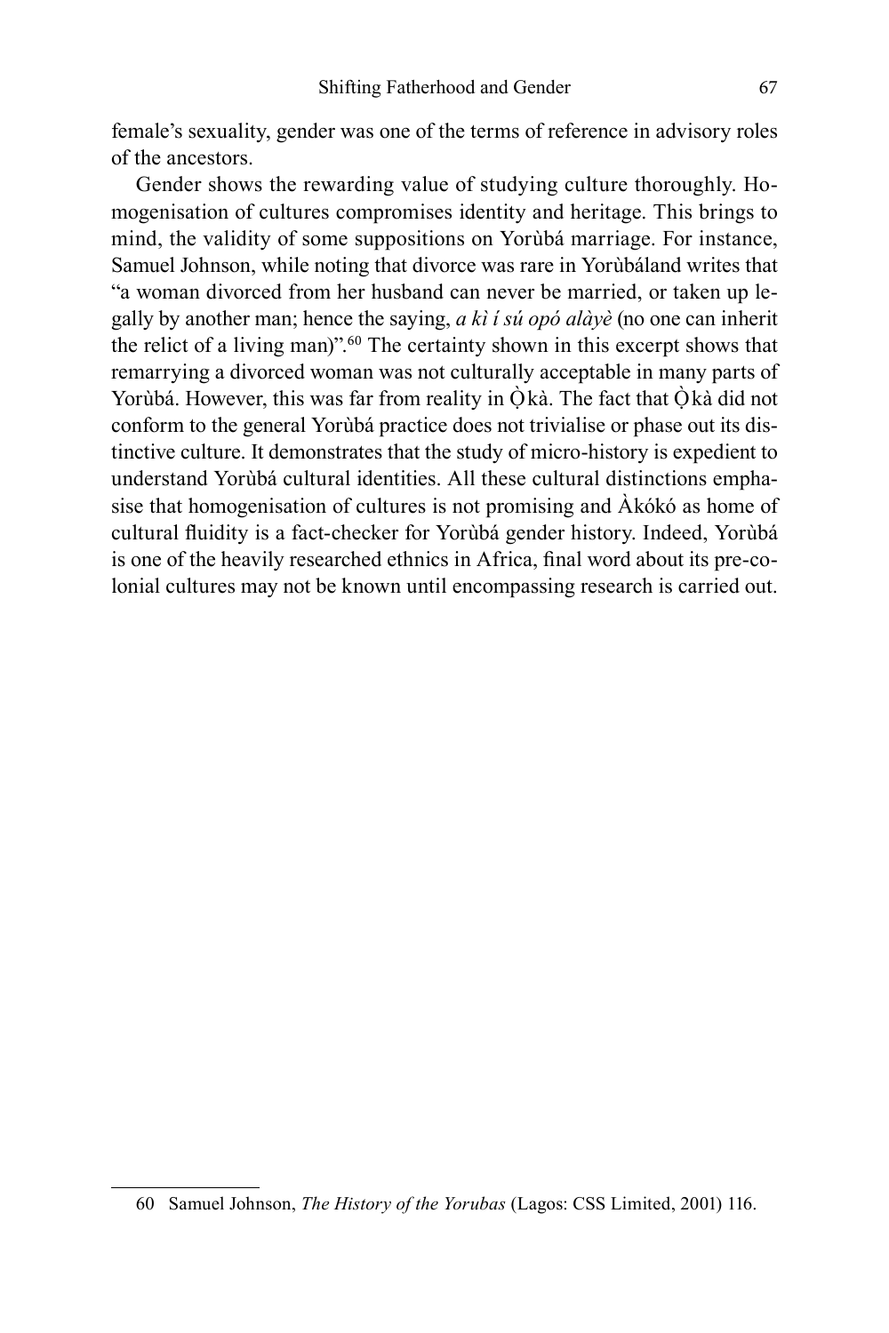female's sexuality, gender was one of the terms of reference in advisory roles of the ancestors.

Gender shows the rewarding value of studying culture thoroughly. Homogenisation of cultures compromises identity and heritage. This brings to mind, the validity of some suppositions on Yorùbá marriage. For instance, Samuel Johnson, while noting that divorce was rare in Yorùbáland writes that "a woman divorced from her husband can never be married, or taken up legally by another man; hence the saying, *a kì í sú opó alàyè* (no one can inherit the relict of a living man)".[60] The certainty shown in this excerpt shows that remarrying a divorced woman was not culturally acceptable in many parts of Yorùbá. However, this was far from reality in Ọ̀kà. The fact that Ọ̀kà did not conform to the general Yorùbá practice does not trivialise or phase out its distinctive culture. It demonstrates that the study of micro-history is expedient to understand Yorùbá cultural identities. All these cultural distinctions emphasise that homogenisation of cultures is not promising and Àkókó as home of cultural fluidity is a fact-checker for Yorùbá gender history. Indeed, Yorùbá is one of the heavily researched ethnics in Africa, final word about its pre-colonial cultures may not be known until encompassing research is carried out.

60 Samuel Johnson, *The History of the Yorubas* (Lagos: CSS Limited, 2001) 116.